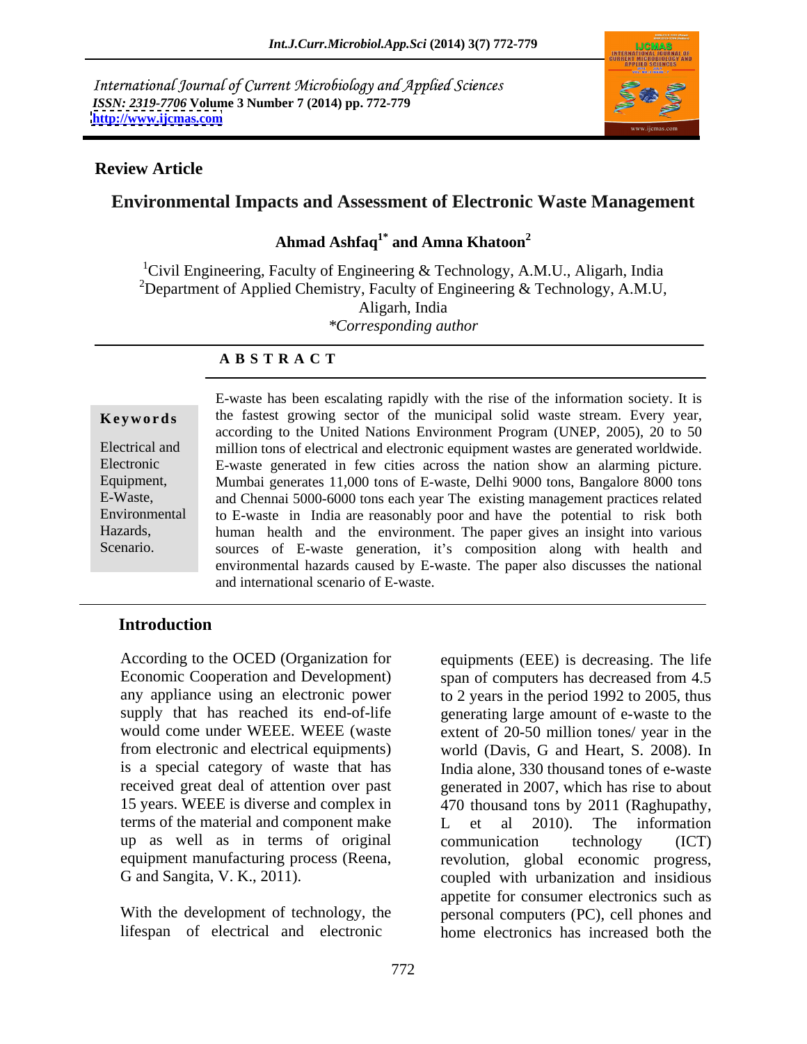International Journal of Current Microbiology and Applied Sciences
*ISSN: 2319-7706* **Volume 3 Number 7 (2014) pp. 772-779**
**http://www.ijcmas.com**

**Review Article**

# Environmental Impacts and Assessment of Electronic Waste Management

**Ahmad Ashfaq[1*] and Amna Khatoon[2]**

[1]Civil Engineering, Faculty of Engineering & Technology, A.M.U., Aligarh, India
[2]Department of Applied Chemistry, Faculty of Engineering & Technology, A.M.U, Aligarh, India
*Corresponding author

**A B S T R A C T**

**Keywords**

Electrical and Electronic Equipment, E-Waste, Environmental Hazards, Scenario.

E-waste has been escalating rapidly with the rise of the information society. It is the fastest growing sector of the municipal solid waste stream. Every year, according to the United Nations Environment Program (UNEP, 2005), 20 to 50 million tons of electrical and electronic equipment wastes are generated worldwide. E-waste generated in few cities across the nation show an alarming picture. Mumbai generates 11,000 tons of E-waste, Delhi 9000 tons, Bangalore 8000 tons and Chennai 5000-6000 tons each year The existing management practices related to E-waste in India are reasonably poor and have the potential to risk both human health and the environment. The paper gives an insight into various sources of E-waste generation, it's composition along with health and environmental hazards caused by E-waste. The paper also discusses the national and international scenario of E-waste.

## Introduction

According to the OCED (Organization for Economic Cooperation and Development) any appliance using an electronic power supply that has reached its end-of-life would come under WEEE. WEEE (waste from electronic and electrical equipments) is a special category of waste that has received great deal of attention over past 15 years. WEEE is diverse and complex in terms of the material and component make up as well as in terms of original equipment manufacturing process (Reena, G and Sangita, V. K., 2011).

With the development of technology, the lifespan of electrical and electronic equipments (EEE) is decreasing. The life span of computers has decreased from 4.5 to 2 years in the period 1992 to 2005, thus generating large amount of e-waste to the extent of 20-50 million tones/ year in the world (Davis, G and Heart, S. 2008). In India alone, 330 thousand tones of e-waste generated in 2007, which has rise to about 470 thousand tons by 2011 (Raghupathy, L et al 2010). The information communication technology (ICT) revolution, global economic progress, coupled with urbanization and insidious appetite for consumer electronics such as personal computers (PC), cell phones and home electronics has increased both the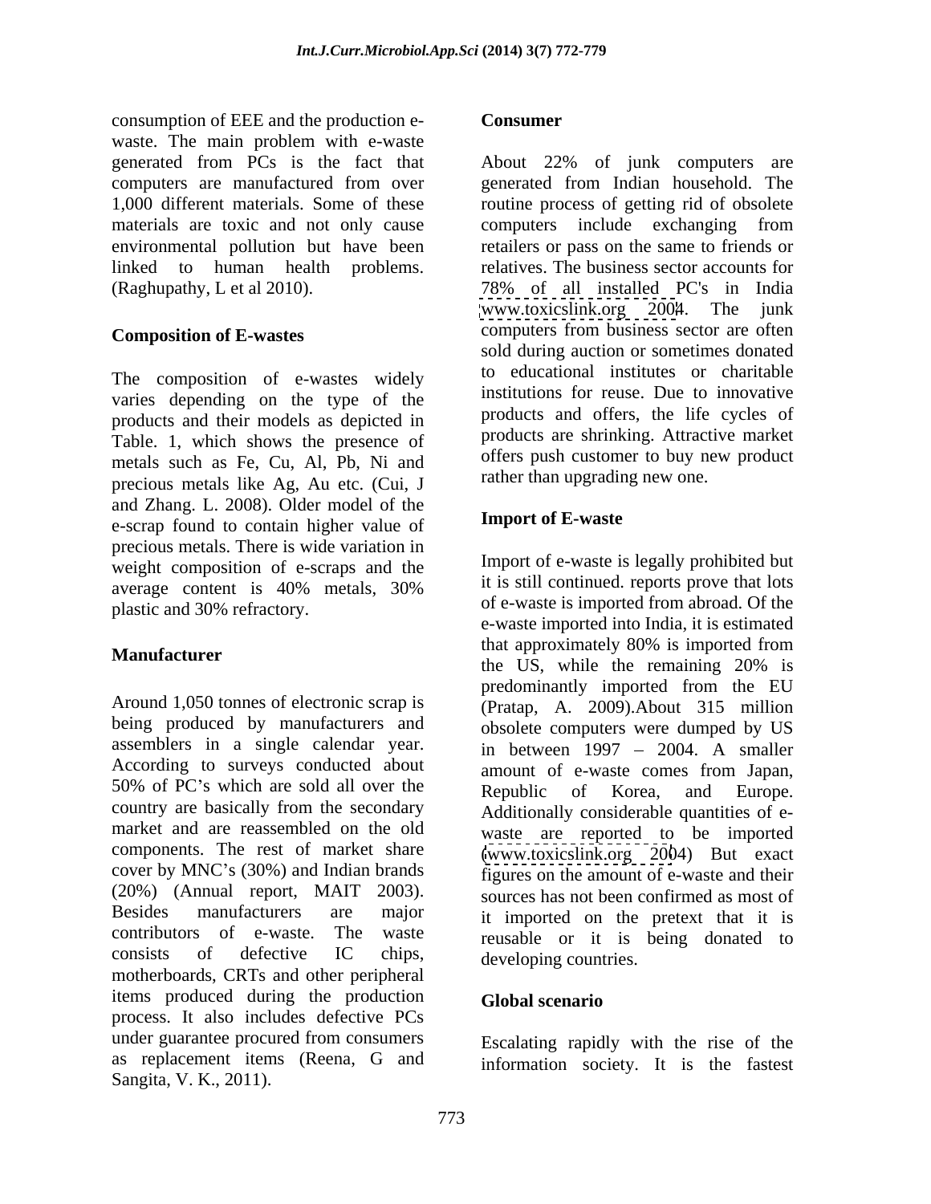consumption of EEE and the production e-waste. The main problem with e-waste generated from PCs is the fact that computers are manufactured from over 1,000 different materials. Some of these materials are toxic and not only cause environmental pollution but have been linked to human health problems. (Raghupathy, L et al 2010).

## Composition of E-wastes

The composition of e-wastes widely varies depending on the type of the products and their models as depicted in Table. 1, which shows the presence of metals such as Fe, Cu, Al, Pb, Ni and precious metals like Ag, Au etc. (Cui, J and Zhang. L. 2008). Older model of the e-scrap found to contain higher value of precious metals. There is wide variation in weight composition of e-scraps and the average content is 40% metals, 30% plastic and 30% refractory.

## Manufacturer

Around 1,050 tonnes of electronic scrap is being produced by manufacturers and assemblers in a single calendar year. According to surveys conducted about 50% of PC's which are sold all over the country are basically from the secondary market and are reassembled on the old components. The rest of market share cover by MNC's (30%) and Indian brands (20%) (Annual report, MAIT 2003). Besides manufacturers are major contributors of e-waste. The waste consists of defective IC chips, motherboards, CRTs and other peripheral items produced during the production process. It also includes defective PCs under guarantee procured from consumers as replacement items (Reena, G and Sangita, V. K., 2011).

## Consumer

About 22% of junk computers are generated from Indian household. The routine process of getting rid of obsolete computers include exchanging from retailers or pass on the same to friends or relatives. The business sector accounts for 78% of all installed PC's in India www.toxicslink.org 2004. The junk computers from business sector are often sold during auction or sometimes donated to educational institutes or charitable institutions for reuse. Due to innovative products and offers, the life cycles of products are shrinking. Attractive market offers push customer to buy new product rather than upgrading new one.

## Import of E-waste

Import of e-waste is legally prohibited but it is still continued. reports prove that lots of e-waste is imported from abroad. Of the e-waste imported into India, it is estimated that approximately 80% is imported from the US, while the remaining 20% is predominantly imported from the EU (Pratap, A. 2009).About 315 million obsolete computers were dumped by US in between 1997 – 2004. A smaller amount of e-waste comes from Japan, Republic of Korea, and Europe. Additionally considerable quantities of e-waste are reported to be imported (www.toxicslink.org 2004) But exact figures on the amount of e-waste and their sources has not been confirmed as most of it imported on the pretext that it is reusable or it is being donated to developing countries.

## Global scenario

Escalating rapidly with the rise of the information society. It is the fastest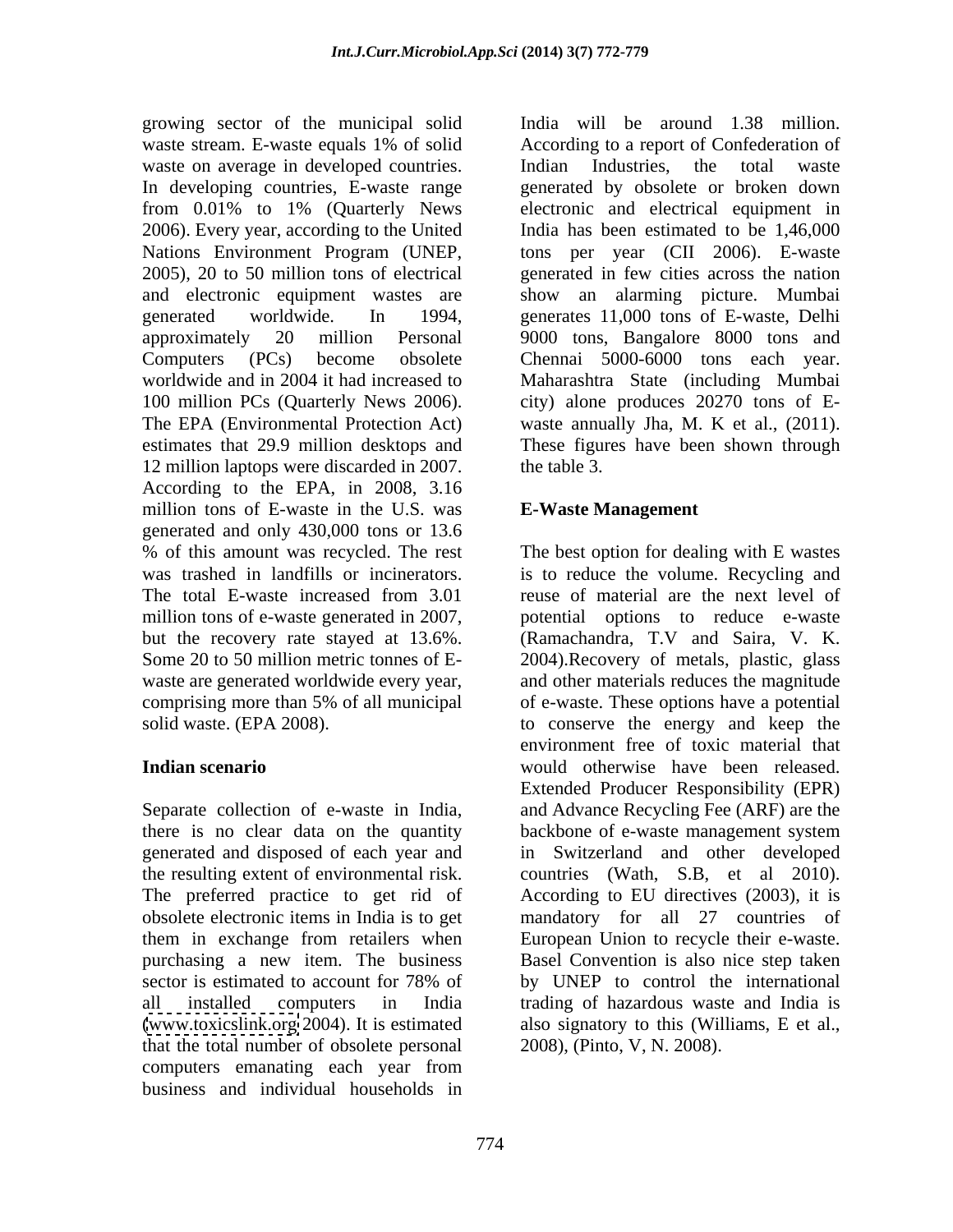growing sector of the municipal solid waste stream. E-waste equals 1% of solid waste on average in developed countries. In developing countries, E-waste range from 0.01% to 1% (Quarterly News 2006). Every year, according to the United Nations Environment Program (UNEP, 2005), 20 to 50 million tons of electrical and electronic equipment wastes are generated worldwide. In 1994, approximately 20 million Personal Computers (PCs) become obsolete worldwide and in 2004 it had increased to 100 million PCs (Quarterly News 2006). The EPA (Environmental Protection Act) estimates that 29.9 million desktops and 12 million laptops were discarded in 2007. According to the EPA, in 2008, 3.16 million tons of E-waste in the U.S. was generated and only 430,000 tons or 13.6 % of this amount was recycled. The rest was trashed in landfills or incinerators. The total E-waste increased from 3.01 million tons of e-waste generated in 2007, but the recovery rate stayed at 13.6%. Some 20 to 50 million metric tonnes of E-waste are generated worldwide every year, comprising more than 5% of all municipal solid waste. (EPA 2008).

**Indian scenario**

Separate collection of e-waste in India, there is no clear data on the quantity generated and disposed of each year and the resulting extent of environmental risk. The preferred practice to get rid of obsolete electronic items in India is to get them in exchange from retailers when purchasing a new item. The business sector is estimated to account for 78% of all installed computers in India (www.toxicslink.org 2004). It is estimated that the total number of obsolete personal computers emanating each year from business and individual households in India will be around 1.38 million. According to a report of Confederation of Indian Industries, the total waste generated by obsolete or broken down electronic and electrical equipment in India has been estimated to be 1,46,000 tons per year (CII 2006). E-waste generated in few cities across the nation show an alarming picture. Mumbai generates 11,000 tons of E-waste, Delhi 9000 tons, Bangalore 8000 tons and Chennai 5000-6000 tons each year. Maharashtra State (including Mumbai city) alone produces 20270 tons of E-waste annually Jha, M. K et al., (2011). These figures have been shown through the table 3.

**E-Waste Management**

The best option for dealing with E wastes is to reduce the volume. Recycling and reuse of material are the next level of potential options to reduce e-waste (Ramachandra, T.V and Saira, V. K. 2004).Recovery of metals, plastic, glass and other materials reduces the magnitude of e-waste. These options have a potential to conserve the energy and keep the environment free of toxic material that would otherwise have been released. Extended Producer Responsibility (EPR) and Advance Recycling Fee (ARF) are the backbone of e-waste management system in Switzerland and other developed countries (Wath, S.B, et al 2010). According to EU directives (2003), it is mandatory for all 27 countries of European Union to recycle their e-waste. Basel Convention is also nice step taken by UNEP to control the international trading of hazardous waste and India is also signatory to this (Williams, E et al., 2008), (Pinto, V, N. 2008).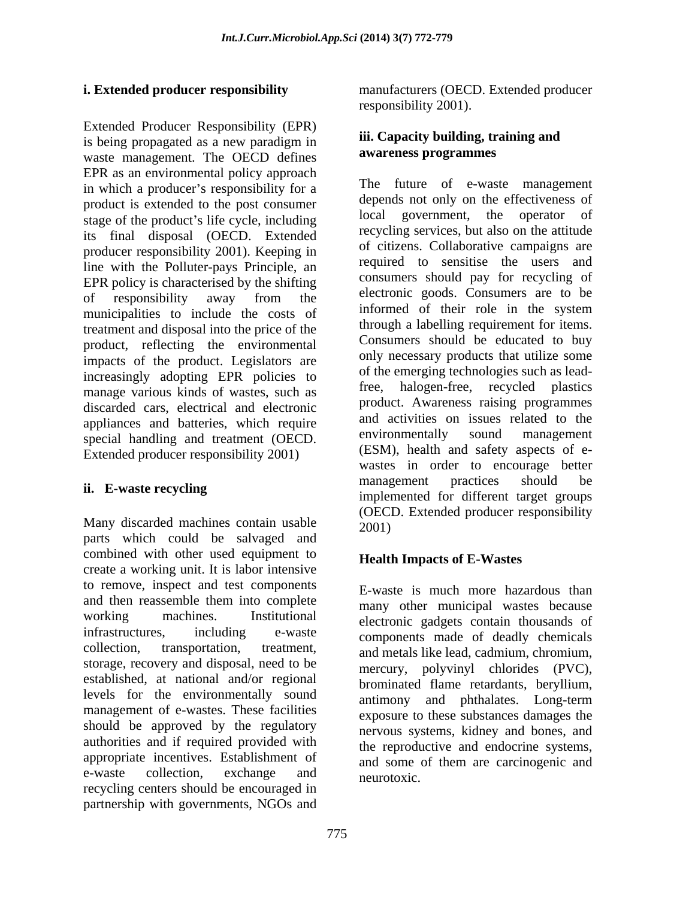**i. Extended producer responsibility**

Extended Producer Responsibility (EPR) is being propagated as a new paradigm in waste management. The OECD defines EPR as an environmental policy approach in which a producer's responsibility for a product is extended to the post consumer stage of the product's life cycle, including its final disposal (OECD. Extended producer responsibility 2001). Keeping in line with the Polluter-pays Principle, an EPR policy is characterised by the shifting of responsibility away from the municipalities to include the costs of treatment and disposal into the price of the product, reflecting the environmental impacts of the product. Legislators are increasingly adopting EPR policies to manage various kinds of wastes, such as discarded cars, electrical and electronic appliances and batteries, which require special handling and treatment (OECD. Extended producer responsibility 2001)

**ii. E-waste recycling**

Many discarded machines contain usable parts which could be salvaged and combined with other used equipment to create a working unit. It is labor intensive to remove, inspect and test components and then reassemble them into complete working machines. Institutional infrastructures, including e-waste collection, transportation, treatment, storage, recovery and disposal, need to be established, at national and/or regional levels for the environmentally sound management of e-wastes. These facilities should be approved by the regulatory authorities and if required provided with appropriate incentives. Establishment of e-waste collection, exchange and recycling centers should be encouraged in partnership with governments, NGOs and manufacturers (OECD. Extended producer responsibility 2001).

**iii. Capacity building, training and awareness programmes**

The future of e-waste management depends not only on the effectiveness of local government, the operator of recycling services, but also on the attitude of citizens. Collaborative campaigns are required to sensitise the users and consumers should pay for recycling of electronic goods. Consumers are to be informed of their role in the system through a labelling requirement for items. Consumers should be educated to buy only necessary products that utilize some of the emerging technologies such as lead-free, halogen-free, recycled plastics product. Awareness raising programmes and activities on issues related to the environmentally sound management (ESM), health and safety aspects of e-wastes in order to encourage better management practices should be implemented for different target groups (OECD. Extended producer responsibility 2001)

## Health Impacts of E-Wastes

E-waste is much more hazardous than many other municipal wastes because electronic gadgets contain thousands of components made of deadly chemicals and metals like lead, cadmium, chromium, mercury, polyvinyl chlorides (PVC), brominated flame retardants, beryllium, antimony and phthalates. Long-term exposure to these substances damages the nervous systems, kidney and bones, and the reproductive and endocrine systems, and some of them are carcinogenic and neurotoxic.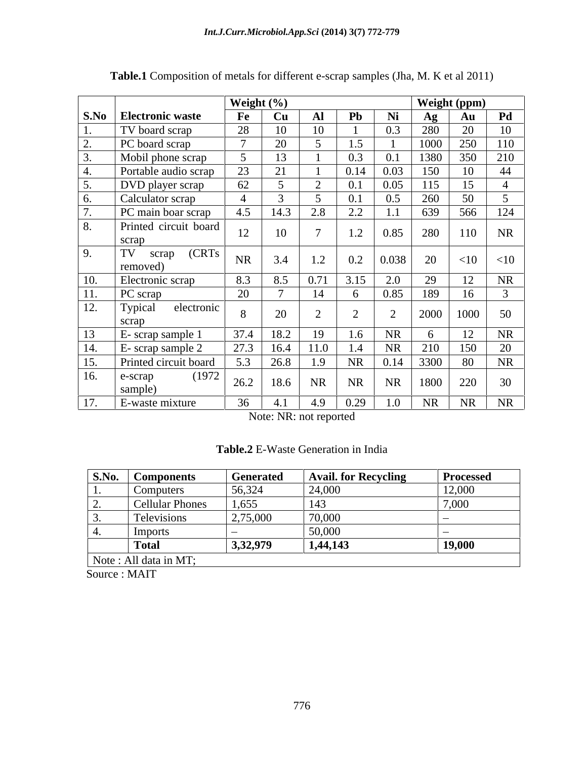**Table.1** Composition of metals for different e-scrap samples (Jha, M. K et al 2011)

| | | Weight (%) | | | | | Weight (ppm) | | |
|---|---|---|---|---|---|---|---|---|---|
| S.No | Electronic waste | Fe | Cu | Al | Pb | Ni | Ag | Au | Pd |
| 1. | TV board scrap | 28 | 10 | 10 | 1 | 0.3 | 280 | 20 | 10 |
| 2. | PC board scrap | 7 | 20 | 5 | 1.5 | 1 | 1000 | 250 | 110 |
| 3. | Mobil phone scrap | 5 | 13 | 1 | 0.3 | 0.1 | 1380 | 350 | 210 |
| 4. | Portable audio scrap | 23 | 21 | 1 | 0.14 | 0.03 | 150 | 10 | 44 |
| 5. | DVD player scrap | 62 | 5 | 2 | 0.1 | 0.05 | 115 | 15 | 4 |
| 6. | Calculator scrap | 4 | 3 | 5 | 0.1 | 0.5 | 260 | 50 | 5 |
| 7. | PC main boar scrap | 4.5 | 14.3 | 2.8 | 2.2 | 1.1 | 639 | 566 | 124 |
| 8. | Printed circuit board scrap | 12 | 10 | 7 | 1.2 | 0.85 | 280 | 110 | NR |
| 9. | TV scrap (CRTs removed) | NR | 3.4 | 1.2 | 0.2 | 0.038 | 20 | <10 | <10 |
| 10. | Electronic scrap | 8.3 | 8.5 | 0.71 | 3.15 | 2.0 | 29 | 12 | NR |
| 11. | PC scrap | 20 | 7 | 14 | 6 | 0.85 | 189 | 16 | 3 |
| 12. | Typical electronic scrap | 8 | 20 | 2 | 2 | 2 | 2000 | 1000 | 50 |
| 13 | E- scrap sample 1 | 37.4 | 18.2 | 19 | 1.6 | NR | 6 | 12 | NR |
| 14. | E- scrap sample 2 | 27.3 | 16.4 | 11.0 | 1.4 | NR | 210 | 150 | 20 |
| 15. | Printed circuit board | 5.3 | 26.8 | 1.9 | NR | 0.14 | 3300 | 80 | NR |
| 16. | e-scrap (1972 sample) | 26.2 | 18.6 | NR | NR | NR | 1800 | 220 | 30 |
| 17. | E-waste mixture | 36 | 4.1 | 4.9 | 0.29 | 1.0 | NR | NR | NR |

Note: NR: not reported

**Table.2** E-Waste Generation in India

| S.No. | Components | Generated | Avail. for Recycling | Processed |
|---|---|---|---|---|
| 1. | Computers | 56,324 | 24,000 | 12,000 |
| 2. | Cellular Phones | 1,655 | 143 | 7,000 |
| 3. | Televisions | 2,75,000 | 70,000 | – |
| 4. | Imports | – | 50,000 | – |
| | **Total** | **3,32,979** | **1,44,143** | **19,000** |
| Note : All data in MT; | | | | |

Source : MAIT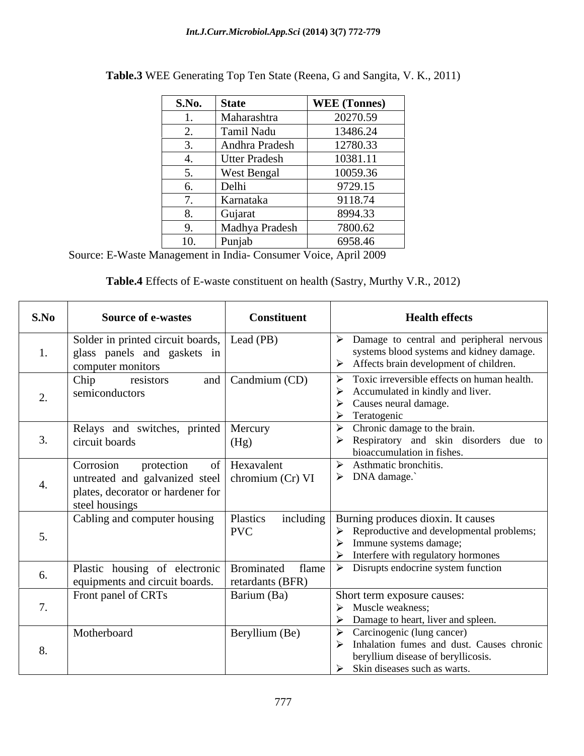**Table.3** WEE Generating Top Ten State (Reena, G and Sangita, V. K., 2011)

| S.No. | State | WEE (Tonnes) |
|---|---|---|
| 1. | Maharashtra | 20270.59 |
| 2. | Tamil Nadu | 13486.24 |
| 3. | Andhra Pradesh | 12780.33 |
| 4. | Utter Pradesh | 10381.11 |
| 5. | West Bengal | 10059.36 |
| 6. | Delhi | 9729.15 |
| 7. | Karnataka | 9118.74 |
| 8. | Gujarat | 8994.33 |
| 9. | Madhya Pradesh | 7800.62 |
| 10. | Punjab | 6958.46 |

Source: E-Waste Management in India- Consumer Voice, April 2009

**Table.4** Effects of E-waste constituent on health (Sastry, Murthy V.R., 2012)

| S.No | Source of e-wastes | Constituent | Health effects |
|---|---|---|---|
| 1. | Solder in printed circuit boards, glass panels and gaskets in computer monitors | Lead (PB) | ➢ Damage to central and peripheral nervous systems blood systems and kidney damage.<br>➢ Affects brain development of children. |
| 2. | Chip resistors and semiconductors | Candmium (CD) | ➢ Toxic irreversible effects on human health.<br>➢ Accumulated in kindly and liver.<br>➢ Causes neural damage.<br>➢ Teratogenic |
| 3. | Relays and switches, printed circuit boards | Mercury (Hg) | ➢ Chronic damage to the brain.<br>➢ Respiratory and skin disorders due to bioaccumulation in fishes. |
| 4. | Corrosion protection of untreated and galvanized steel plates, decorator or hardener for steel housings | Hexavalent chromium (Cr) VI | ➢ Asthmatic bronchitis.<br>➢ DNA damage.` |
| 5. | Cabling and computer housing | Plastics including PVC | Burning produces dioxin. It causes<br>➢ Reproductive and developmental problems;<br>➢ Immune systems damage;<br>➢ Interfere with regulatory hormones |
| 6. | Plastic housing of electronic equipments and circuit boards. | Brominated flame retardants (BFR) | ➢ Disrupts endocrine system function |
| 7. | Front panel of CRTs | Barium (Ba) | Short term exposure causes:<br>➢ Muscle weakness;<br>➢ Damage to heart, liver and spleen. |
| 8. | Motherboard | Beryllium (Be) | ➢ Carcinogenic (lung cancer)<br>➢ Inhalation fumes and dust. Causes chronic beryllium disease of beryllicosis.<br>➢ Skin diseases such as warts. |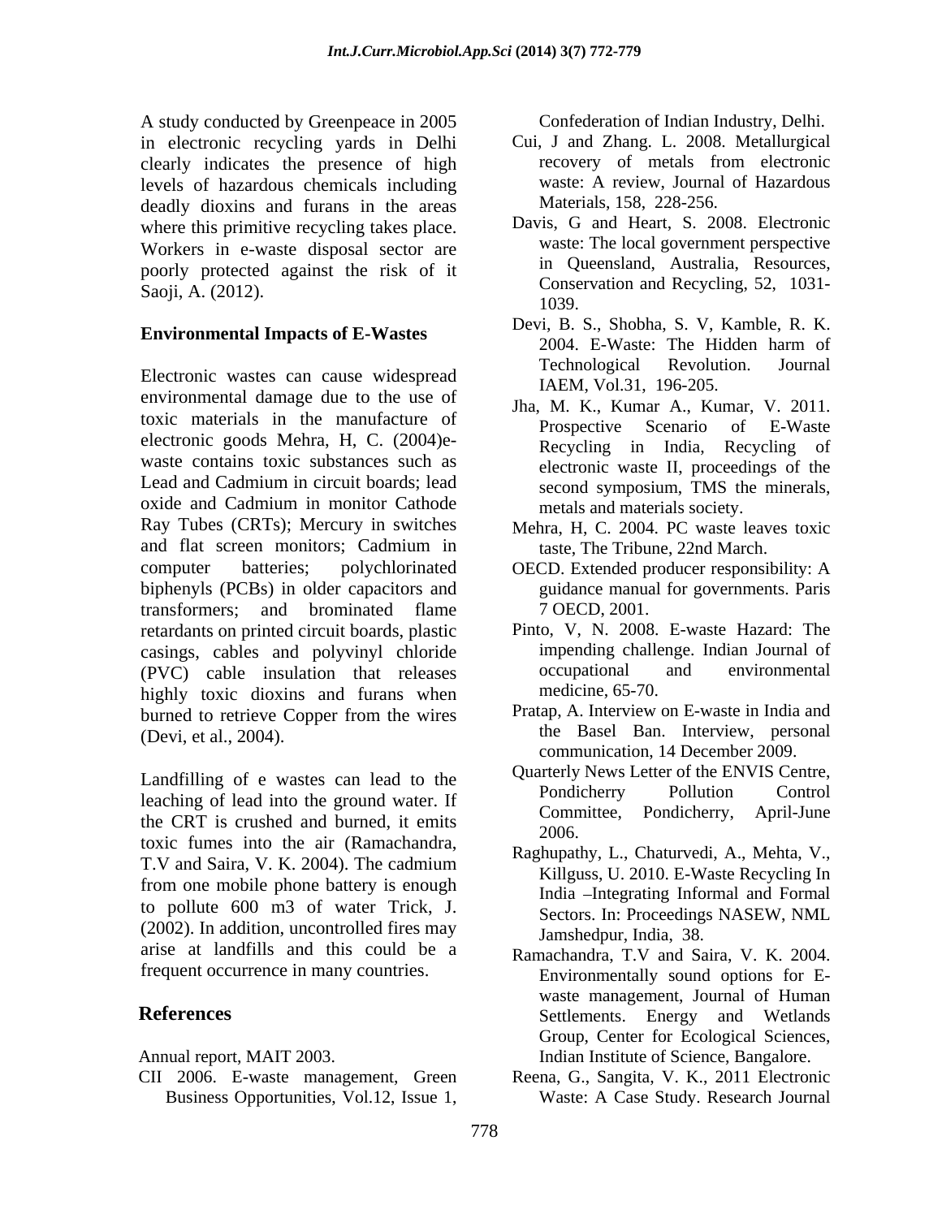A study conducted by Greenpeace in 2005 in electronic recycling yards in Delhi clearly indicates the presence of high levels of hazardous chemicals including deadly dioxins and furans in the areas where this primitive recycling takes place. Workers in e-waste disposal sector are poorly protected against the risk of it Saoji, A. (2012).

## Environmental Impacts of E-Wastes

Electronic wastes can cause widespread environmental damage due to the use of toxic materials in the manufacture of electronic goods Mehra, H, C. (2004)e-waste contains toxic substances such as Lead and Cadmium in circuit boards; lead oxide and Cadmium in monitor Cathode Ray Tubes (CRTs); Mercury in switches and flat screen monitors; Cadmium in computer batteries; polychlorinated biphenyls (PCBs) in older capacitors and transformers; and brominated flame retardants on printed circuit boards, plastic casings, cables and polyvinyl chloride (PVC) cable insulation that releases highly toxic dioxins and furans when burned to retrieve Copper from the wires (Devi, et al., 2004).

Landfilling of e wastes can lead to the leaching of lead into the ground water. If the CRT is crushed and burned, it emits toxic fumes into the air (Ramachandra, T.V and Saira, V. K. 2004). The cadmium from one mobile phone battery is enough to pollute 600 m3 of water Trick, J. (2002). In addition, uncontrolled fires may arise at landfills and this could be a frequent occurrence in many countries.

## References

Annual report, MAIT 2003.

CII 2006. E-waste management, Green Business Opportunities, Vol.12, Issue 1, Confederation of Indian Industry, Delhi.

Cui, J and Zhang. L. 2008. Metallurgical recovery of metals from electronic waste: A review, Journal of Hazardous Materials, 158, 228-256.

Davis, G and Heart, S. 2008. Electronic waste: The local government perspective in Queensland, Australia, Resources, Conservation and Recycling, 52, 1031-1039.

Devi, B. S., Shobha, S. V, Kamble, R. K. 2004. E-Waste: The Hidden harm of Technological Revolution. Journal IAEM, Vol.31, 196-205.

Jha, M. K., Kumar A., Kumar, V. 2011. Prospective Scenario of E-Waste Recycling in India, Recycling of electronic waste II, proceedings of the second symposium, TMS the minerals, metals and materials society.

Mehra, H, C. 2004. PC waste leaves toxic taste, The Tribune, 22nd March.

OECD. Extended producer responsibility: A guidance manual for governments. Paris 7 OECD, 2001.

Pinto, V, N. 2008. E-waste Hazard: The impending challenge. Indian Journal of occupational and environmental medicine, 65-70.

Pratap, A. Interview on E-waste in India and the Basel Ban. Interview, personal communication, 14 December 2009.

Quarterly News Letter of the ENVIS Centre, Pondicherry Pollution Control Committee, Pondicherry, April-June 2006.

Raghupathy, L., Chaturvedi, A., Mehta, V., Killguss, U. 2010. E-Waste Recycling In India –Integrating Informal and Formal Sectors. In: Proceedings NASEW, NML Jamshedpur, India, 38.

Ramachandra, T.V and Saira, V. K. 2004. Environmentally sound options for E-waste management, Journal of Human Settlements. Energy and Wetlands Group, Center for Ecological Sciences, Indian Institute of Science, Bangalore.

Reena, G., Sangita, V. K., 2011 Electronic Waste: A Case Study. Research Journal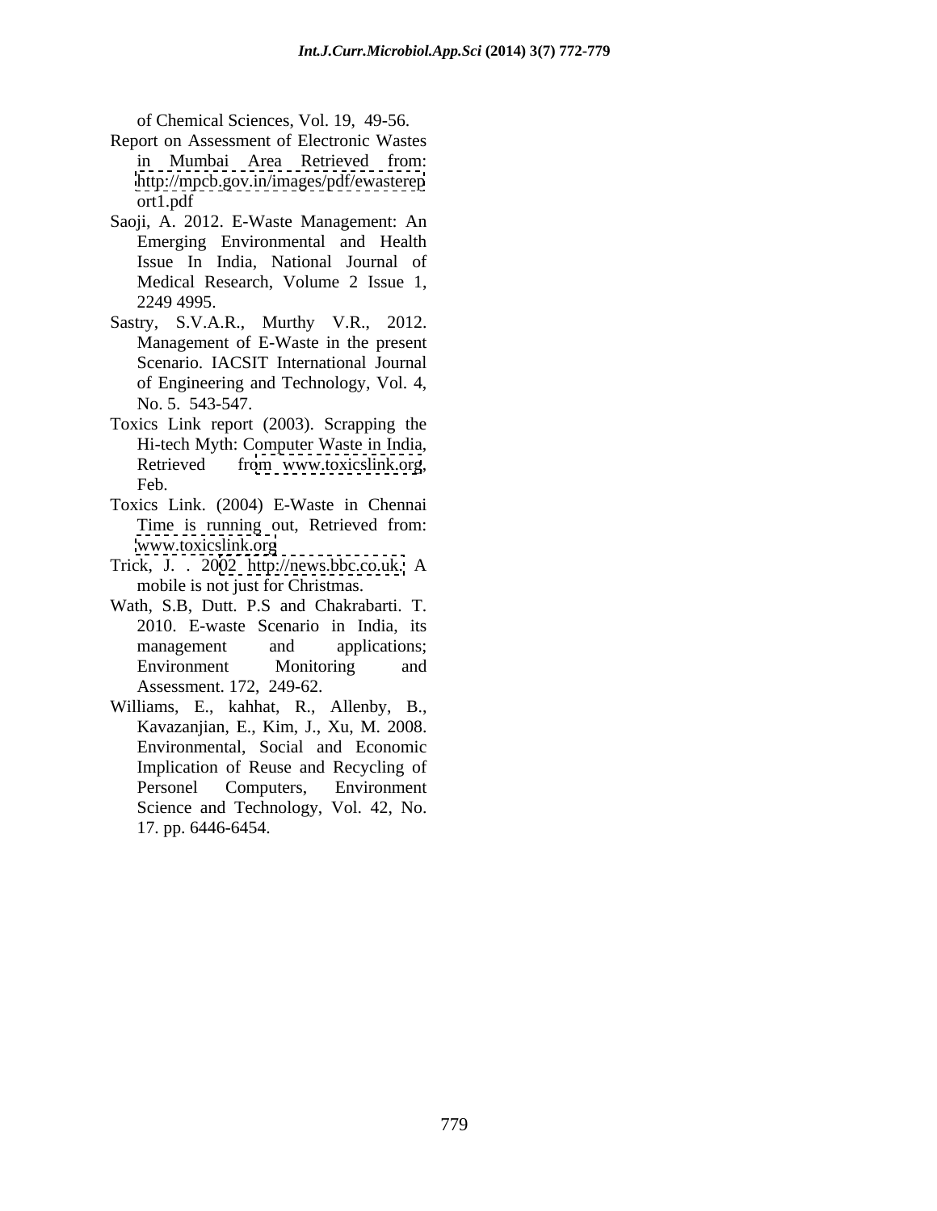of Chemical Sciences, Vol. 19, 49-56.

Report on Assessment of Electronic Wastes in Mumbai Area Retrieved from: http://mpcb.gov.in/images/pdf/ewastereport1.pdf

Saoji, A. 2012. E-Waste Management: An Emerging Environmental and Health Issue In India, National Journal of Medical Research, Volume 2 Issue 1, 2249 4995.

Sastry, S.V.A.R., Murthy V.R., 2012. Management of E-Waste in the present Scenario. IACSIT International Journal of Engineering and Technology, Vol. 4, No. 5. 543-547.

Toxics Link report (2003). Scrapping the Hi-tech Myth: Computer Waste in India, Retrieved from www.toxicslink.org, Feb.

Toxics Link. (2004) E-Waste in Chennai Time is running out, Retrieved from: www.toxicslink.org

Trick, J. . 2002 http://news.bbc.co.uk. A mobile is not just for Christmas.

Wath, S.B, Dutt. P.S and Chakrabarti. T. 2010. E-waste Scenario in India, its management and applications; Environment Monitoring and Assessment. 172, 249-62.

Williams, E., kahhat, R., Allenby, B., Kavazanjian, E., Kim, J., Xu, M. 2008. Environmental, Social and Economic Implication of Reuse and Recycling of Personel Computers, Environment Science and Technology, Vol. 42, No. 17. pp. 6446-6454.